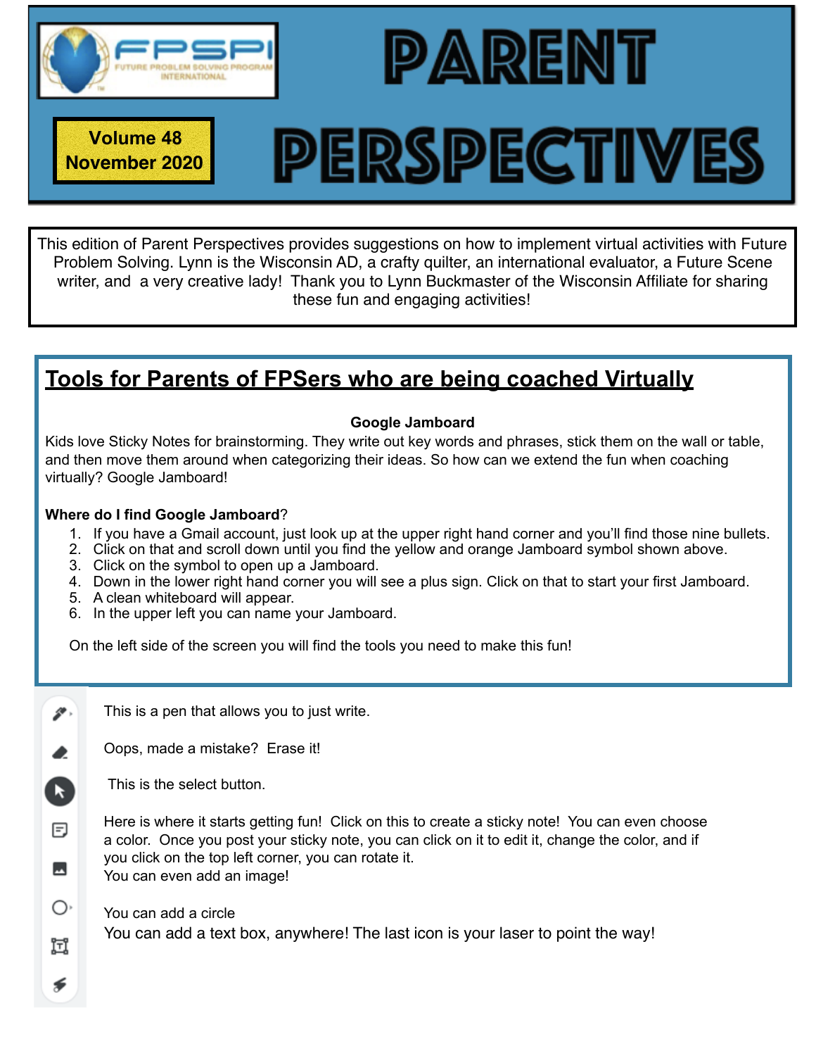# PARENT PERSPECTIVES

**Volume 48**
**November 2020**

This edition of Parent Perspectives provides suggestions on how to implement virtual activities with Future Problem Solving. Lynn is the Wisconsin AD, a crafty quilter, an international evaluator, a Future Scene writer, and a very creative lady! Thank you to Lynn Buckmaster of the Wisconsin Affiliate for sharing these fun and engaging activities!

## Tools for Parents of FPSers who are being coached Virtually

### Google Jamboard

Kids love Sticky Notes for brainstorming. They write out key words and phrases, stick them on the wall or table, and then move them around when categorizing their ideas. So how can we extend the fun when coaching virtually? Google Jamboard!

**Where do I find Google Jamboard**?

1. If you have a Gmail account, just look up at the upper right hand corner and you'll find those nine bullets.
2. Click on that and scroll down until you find the yellow and orange Jamboard symbol shown above.
3. Click on the symbol to open up a Jamboard.
4. Down in the lower right hand corner you will see a plus sign. Click on that to start your first Jamboard.
5. A clean whiteboard will appear.
6. In the upper left you can name your Jamboard.

On the left side of the screen you will find the tools you need to make this fun!

This is a pen that allows you to just write.

Oops, made a mistake? Erase it!

This is the select button.

Here is where it starts getting fun! Click on this to create a sticky note! You can even choose a color. Once you post your sticky note, you can click on it to edit it, change the color, and if you click on the top left corner, you can rotate it.
You can even add an image!

You can add a circle
You can add a text box, anywhere! The last icon is your laser to point the way!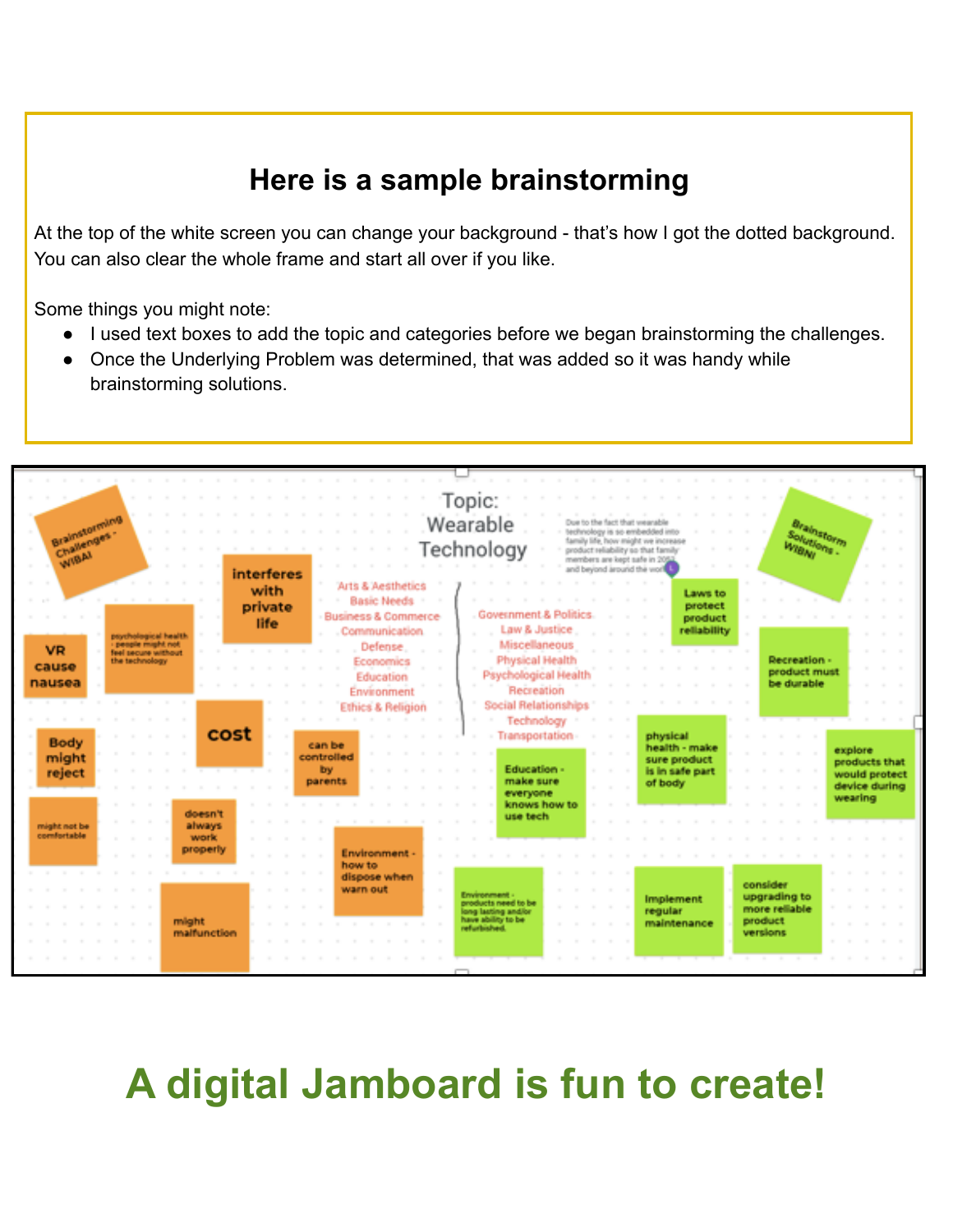## Here is a sample brainstorming

At the top of the white screen you can change your background - that's how I got the dotted background. You can also clear the whole frame and start all over if you like.

Some things you might note:

- I used text boxes to add the topic and categories before we began brainstorming the challenges.
- Once the Underlying Problem was determined, that was added so it was handy while brainstorming solutions.

Topic: Wearable Technology

Brainstorming Challenges - WIBAI

- interferes with private life
- psychological health - people might not feel secure without the technology
- VR cause nausea
- cost
- Body might reject
- can be controlled by parents
- might not be comfortable
- doesn't always work properly
- Environment - how to dispose when warn out
- might malfunction

Arts & Aesthetics
Basic Needs
Business & Commerce
Communication
Defense
Economics
Education
Environment
Ethics & Religion

Government & Politics
Law & Justice
Miscellaneous
Physical Health
Psychological Health
Recreation
Social Relationships
Technology
Transportation

Due to the fact that wearable technology is so embedded into family life, how might we increase product reliability so that family members are kept safe in 2052 and beyond around the world

Brainstorm Solutions - WIBNI

- Laws to protect product reliability
- Recreation - product must be durable
- Education - make sure everyone knows how to use tech
- physical health - make sure product is in safe part of body
- explore products that would protect device during wearing
- Environment - products need to be long lasting and/or have ability to be refurbished.
- Implement regular maintenance
- consider upgrading to more reliable product versions

## A digital Jamboard is fun to create!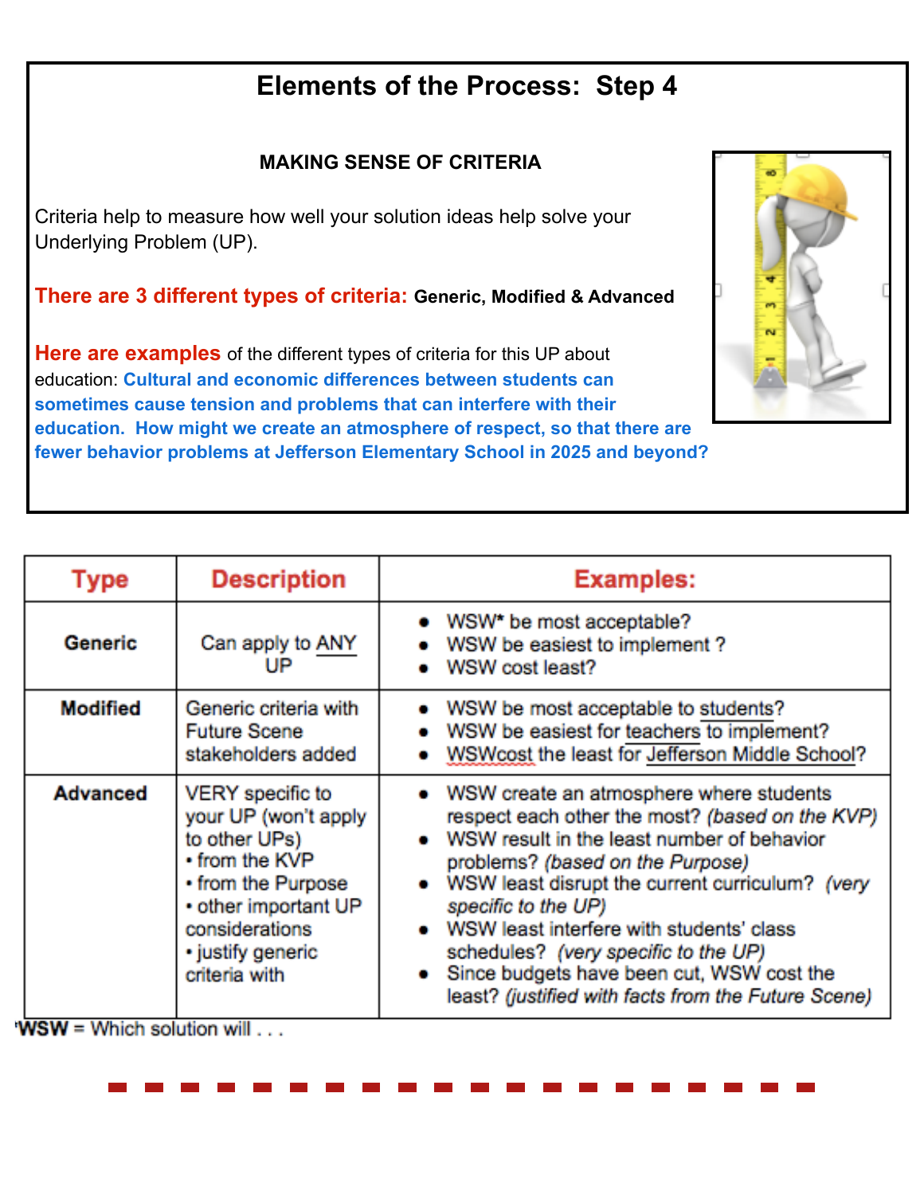# Elements of the Process: Step 4

## MAKING SENSE OF CRITERIA

Criteria help to measure how well your solution ideas help solve your Underlying Problem (UP).

**There are 3 different types of criteria: Generic, Modified & Advanced**

**Here are examples** of the different types of criteria for this UP about education: **Cultural and economic differences between students can sometimes cause tension and problems that can interfere with their education. How might we create an atmosphere of respect, so that there are fewer behavior problems at Jefferson Elementary School in 2025 and beyond?**

| Type | Description | Examples: |
| --- | --- | --- |
| **Generic** | Can apply to ANY UP | • WSW* be most acceptable?<br>• WSW be easiest to implement ?<br>• WSW cost least? |
| **Modified** | Generic criteria with Future Scene stakeholders added | • WSW be most acceptable to students?<br>• WSW be easiest for teachers to implement?<br>• WSWcost the least for Jefferson Middle School? |
| **Advanced** | VERY specific to your UP (won't apply to other UPs)<br>• from the KVP<br>• from the Purpose<br>• other important UP considerations<br>• justify generic criteria with | • WSW create an atmosphere where students respect each other the most? *(based on the KVP)*<br>• WSW result in the least number of behavior problems? *(based on the Purpose)*<br>• WSW least disrupt the current curriculum? *(very specific to the UP)*<br>• WSW least interfere with students' class schedules? *(very specific to the UP)*<br>• Since budgets have been cut, WSW cost the least? *(justified with facts from the Future Scene)* |

*WSW = Which solution will . . .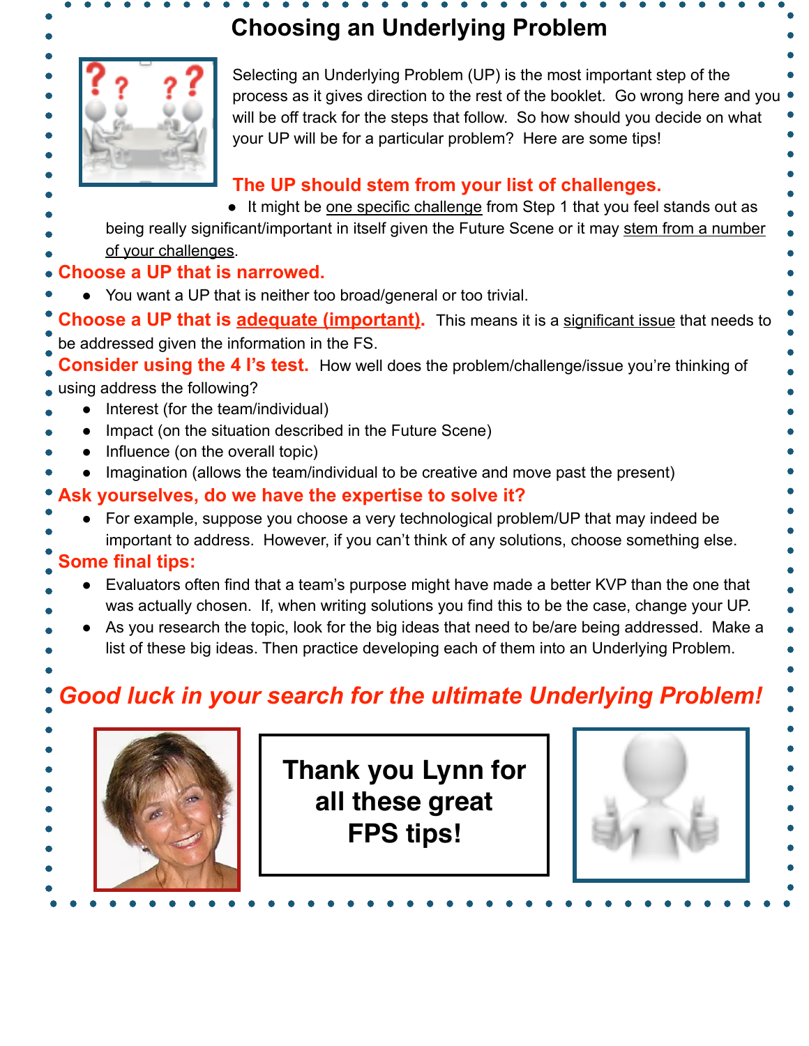# Choosing an Underlying Problem

Selecting an Underlying Problem (UP) is the most important step of the process as it gives direction to the rest of the booklet. Go wrong here and you will be off track for the steps that follow. So how should you decide on what your UP will be for a particular problem? Here are some tips!

**The UP should stem from your list of challenges.**

- It might be one specific challenge from Step 1 that you feel stands out as being really significant/important in itself given the Future Scene or it may stem from a number of your challenges.

**Choose a UP that is narrowed.**

- You want a UP that is neither too broad/general or too trivial.

**Choose a UP that is adequate (important).** This means it is a significant issue that needs to be addressed given the information in the FS.

**Consider using the 4 I's test.** How well does the problem/challenge/issue you're thinking of using address the following?

- Interest (for the team/individual)
- Impact (on the situation described in the Future Scene)
- Influence (on the overall topic)
- Imagination (allows the team/individual to be creative and move past the present)

**Ask yourselves, do we have the expertise to solve it?**

- For example, suppose you choose a very technological problem/UP that may indeed be important to address. However, if you can't think of any solutions, choose something else.

**Some final tips:**

- Evaluators often find that a team's purpose might have made a better KVP than the one that was actually chosen. If, when writing solutions you find this to be the case, change your UP.
- As you research the topic, look for the big ideas that need to be/are being addressed. Make a list of these big ideas. Then practice developing each of them into an Underlying Problem.

***Good luck in your search for the ultimate Underlying Problem!***

**Thank you Lynn for all these great FPS tips!**